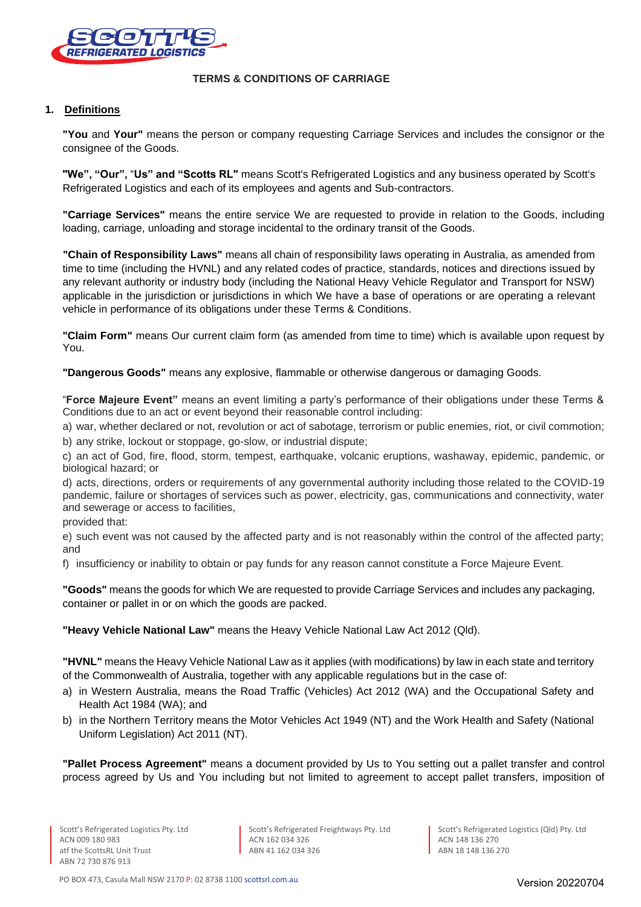## TERMS & CONDITIONS OF CARRIAGE

### 1. Definitions

**"You** and **Your"** means the person or company requesting Carriage Services and includes the consignor or the consignee of the Goods.

**"We", "Our", "Us" and "Scotts RL"** means Scott's Refrigerated Logistics and any business operated by Scott's Refrigerated Logistics and each of its employees and agents and Sub-contractors.

**"Carriage Services"** means the entire service We are requested to provide in relation to the Goods, including loading, carriage, unloading and storage incidental to the ordinary transit of the Goods.

**"Chain of Responsibility Laws"** means all chain of responsibility laws operating in Australia, as amended from time to time (including the HVNL) and any related codes of practice, standards, notices and directions issued by any relevant authority or industry body (including the National Heavy Vehicle Regulator and Transport for NSW) applicable in the jurisdiction or jurisdictions in which We have a base of operations or are operating a relevant vehicle in performance of its obligations under these Terms & Conditions.

**"Claim Form"** means Our current claim form (as amended from time to time) which is available upon request by You.

**"Dangerous Goods"** means any explosive, flammable or otherwise dangerous or damaging Goods.

"**Force Majeure Event"** means an event limiting a party's performance of their obligations under these Terms & Conditions due to an act or event beyond their reasonable control including:

a) war, whether declared or not, revolution or act of sabotage, terrorism or public enemies, riot, or civil commotion;

b) any strike, lockout or stoppage, go-slow, or industrial dispute;

c) an act of God, fire, flood, storm, tempest, earthquake, volcanic eruptions, washaway, epidemic, pandemic, or biological hazard; or

d) acts, directions, orders or requirements of any governmental authority including those related to the COVID-19 pandemic, failure or shortages of services such as power, electricity, gas, communications and connectivity, water and sewerage or access to facilities,

provided that:

e) such event was not caused by the affected party and is not reasonably within the control of the affected party; and

f) insufficiency or inability to obtain or pay funds for any reason cannot constitute a Force Majeure Event.

**"Goods"** means the goods for which We are requested to provide Carriage Services and includes any packaging, container or pallet in or on which the goods are packed.

**"Heavy Vehicle National Law"** means the Heavy Vehicle National Law Act 2012 (Qld).

**"HVNL"** means the Heavy Vehicle National Law as it applies (with modifications) by law in each state and territory of the Commonwealth of Australia, together with any applicable regulations but in the case of:

a) in Western Australia, means the Road Traffic (Vehicles) Act 2012 (WA) and the Occupational Safety and Health Act 1984 (WA); and

b) in the Northern Territory means the Motor Vehicles Act 1949 (NT) and the Work Health and Safety (National Uniform Legislation) Act 2011 (NT).

**"Pallet Process Agreement"** means a document provided by Us to You setting out a pallet transfer and control process agreed by Us and You including but not limited to agreement to accept pallet transfers, imposition of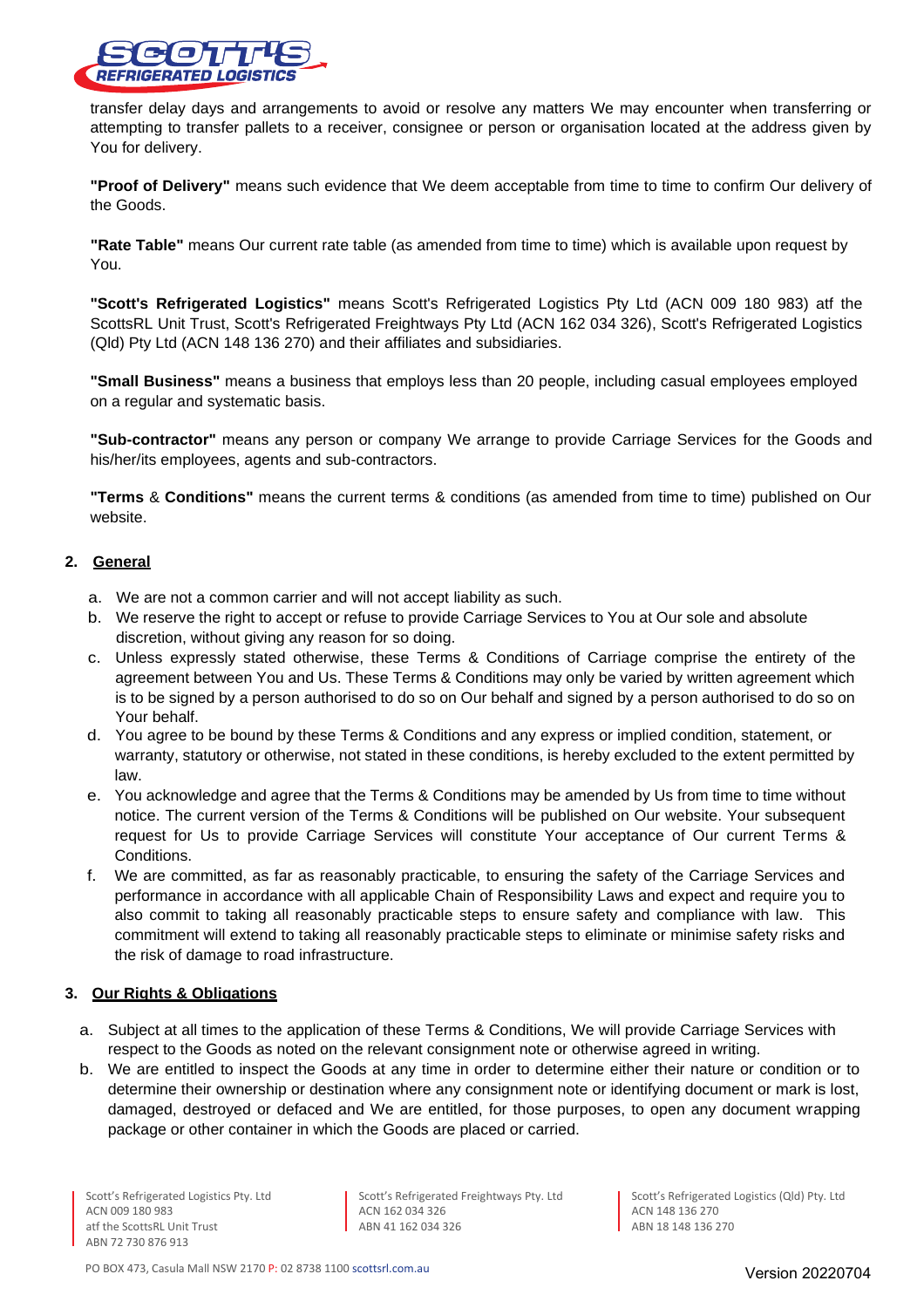transfer delay days and arrangements to avoid or resolve any matters We may encounter when transferring or attempting to transfer pallets to a receiver, consignee or person or organisation located at the address given by You for delivery.

**"Proof of Delivery"** means such evidence that We deem acceptable from time to time to confirm Our delivery of the Goods.

**"Rate Table"** means Our current rate table (as amended from time to time) which is available upon request by You.

**"Scott's Refrigerated Logistics"** means Scott's Refrigerated Logistics Pty Ltd (ACN 009 180 983) atf the ScottsRL Unit Trust, Scott's Refrigerated Freightways Pty Ltd (ACN 162 034 326), Scott's Refrigerated Logistics (Qld) Pty Ltd (ACN 148 136 270) and their affiliates and subsidiaries.

**"Small Business"** means a business that employs less than 20 people, including casual employees employed on a regular and systematic basis.

**"Sub-contractor"** means any person or company We arrange to provide Carriage Services for the Goods and his/her/its employees, agents and sub-contractors.

**"Terms** & **Conditions"** means the current terms & conditions (as amended from time to time) published on Our website.

## 2. General

a. We are not a common carrier and will not accept liability as such.
b. We reserve the right to accept or refuse to provide Carriage Services to You at Our sole and absolute discretion, without giving any reason for so doing.
c. Unless expressly stated otherwise, these Terms & Conditions of Carriage comprise the entirety of the agreement between You and Us. These Terms & Conditions may only be varied by written agreement which is to be signed by a person authorised to do so on Our behalf and signed by a person authorised to do so on Your behalf.
d. You agree to be bound by these Terms & Conditions and any express or implied condition, statement, or warranty, statutory or otherwise, not stated in these conditions, is hereby excluded to the extent permitted by law.
e. You acknowledge and agree that the Terms & Conditions may be amended by Us from time to time without notice. The current version of the Terms & Conditions will be published on Our website. Your subsequent request for Us to provide Carriage Services will constitute Your acceptance of Our current Terms & Conditions.
f. We are committed, as far as reasonably practicable, to ensuring the safety of the Carriage Services and performance in accordance with all applicable Chain of Responsibility Laws and expect and require you to also commit to taking all reasonably practicable steps to ensure safety and compliance with law. This commitment will extend to taking all reasonably practicable steps to eliminate or minimise safety risks and the risk of damage to road infrastructure.

## 3. Our Rights & Obligations

a. Subject at all times to the application of these Terms & Conditions, We will provide Carriage Services with respect to the Goods as noted on the relevant consignment note or otherwise agreed in writing.
b. We are entitled to inspect the Goods at any time in order to determine either their nature or condition or to determine their ownership or destination where any consignment note or identifying document or mark is lost, damaged, destroyed or defaced and We are entitled, for those purposes, to open any document wrapping package or other container in which the Goods are placed or carried.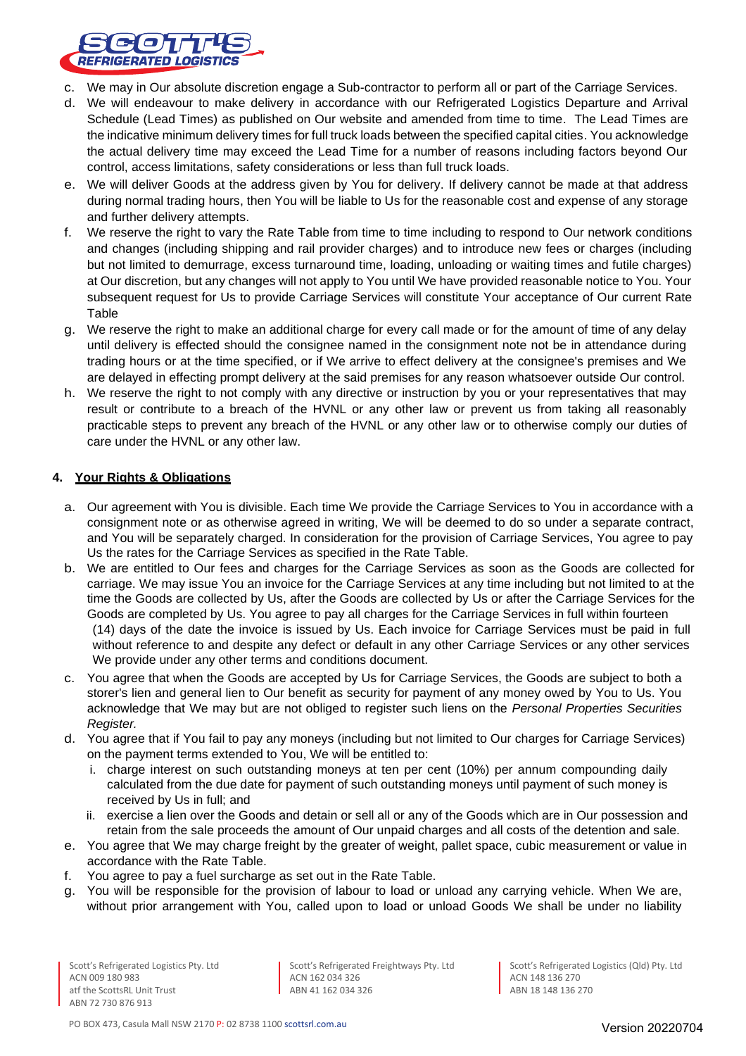c. We may in Our absolute discretion engage a Sub-contractor to perform all or part of the Carriage Services.

d. We will endeavour to make delivery in accordance with our Refrigerated Logistics Departure and Arrival Schedule (Lead Times) as published on Our website and amended from time to time. The Lead Times are the indicative minimum delivery times for full truck loads between the specified capital cities. You acknowledge the actual delivery time may exceed the Lead Time for a number of reasons including factors beyond Our control, access limitations, safety considerations or less than full truck loads.

e. We will deliver Goods at the address given by You for delivery. If delivery cannot be made at that address during normal trading hours, then You will be liable to Us for the reasonable cost and expense of any storage and further delivery attempts.

f. We reserve the right to vary the Rate Table from time to time including to respond to Our network conditions and changes (including shipping and rail provider charges) and to introduce new fees or charges (including but not limited to demurrage, excess turnaround time, loading, unloading or waiting times and futile charges) at Our discretion, but any changes will not apply to You until We have provided reasonable notice to You. Your subsequent request for Us to provide Carriage Services will constitute Your acceptance of Our current Rate Table

g. We reserve the right to make an additional charge for every call made or for the amount of time of any delay until delivery is effected should the consignee named in the consignment note not be in attendance during trading hours or at the time specified, or if We arrive to effect delivery at the consignee's premises and We are delayed in effecting prompt delivery at the said premises for any reason whatsoever outside Our control.

h. We reserve the right to not comply with any directive or instruction by you or your representatives that may result or contribute to a breach of the HVNL or any other law or prevent us from taking all reasonably practicable steps to prevent any breach of the HVNL or any other law or to otherwise comply our duties of care under the HVNL or any other law.

## 4. <u>Your Rights & Obligations</u>

a. Our agreement with You is divisible. Each time We provide the Carriage Services to You in accordance with a consignment note or as otherwise agreed in writing, We will be deemed to do so under a separate contract, and You will be separately charged. In consideration for the provision of Carriage Services, You agree to pay Us the rates for the Carriage Services as specified in the Rate Table.

b. We are entitled to Our fees and charges for the Carriage Services as soon as the Goods are collected for carriage. We may issue You an invoice for the Carriage Services at any time including but not limited to at the time the Goods are collected by Us, after the Goods are collected by Us or after the Carriage Services for the Goods are completed by Us. You agree to pay all charges for the Carriage Services in full within fourteen (14) days of the date the invoice is issued by Us. Each invoice for Carriage Services must be paid in full without reference to and despite any defect or default in any other Carriage Services or any other services We provide under any other terms and conditions document.

c. You agree that when the Goods are accepted by Us for Carriage Services, the Goods are subject to both a storer's lien and general lien to Our benefit as security for payment of any money owed by You to Us. You acknowledge that We may but are not obliged to register such liens on the *Personal Properties Securities Register.*

d. You agree that if You fail to pay any moneys (including but not limited to Our charges for Carriage Services) on the payment terms extended to You, We will be entitled to:
   i. charge interest on such outstanding moneys at ten per cent (10%) per annum compounding daily calculated from the due date for payment of such outstanding moneys until payment of such money is received by Us in full; and
   ii. exercise a lien over the Goods and detain or sell all or any of the Goods which are in Our possession and retain from the sale proceeds the amount of Our unpaid charges and all costs of the detention and sale.

e. You agree that We may charge freight by the greater of weight, pallet space, cubic measurement or value in accordance with the Rate Table.

f. You agree to pay a fuel surcharge as set out in the Rate Table.

g. You will be responsible for the provision of labour to load or unload any carrying vehicle. When We are, without prior arrangement with You, called upon to load or unload Goods We shall be under no liability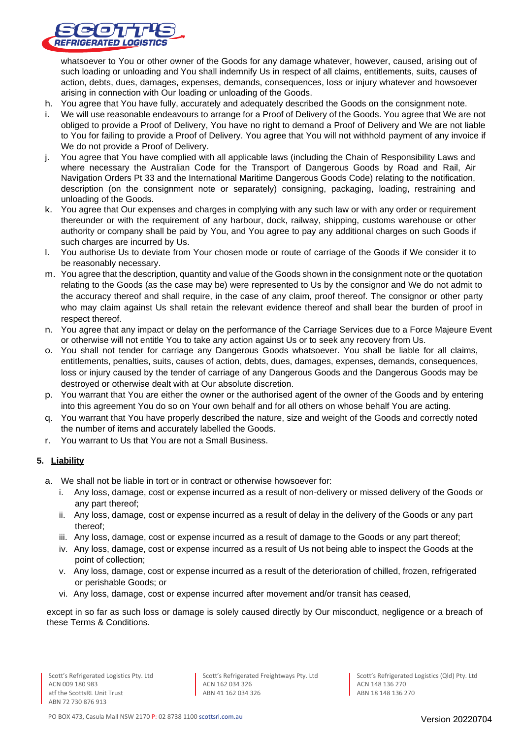whatsoever to You or other owner of the Goods for any damage whatever, however, caused, arising out of such loading or unloading and You shall indemnify Us in respect of all claims, entitlements, suits, causes of action, debts, dues, damages, expenses, demands, consequences, loss or injury whatever and howsoever arising in connection with Our loading or unloading of the Goods.

h. You agree that You have fully, accurately and adequately described the Goods on the consignment note.
i. We will use reasonable endeavours to arrange for a Proof of Delivery of the Goods. You agree that We are not obliged to provide a Proof of Delivery, You have no right to demand a Proof of Delivery and We are not liable to You for failing to provide a Proof of Delivery. You agree that You will not withhold payment of any invoice if We do not provide a Proof of Delivery.
j. You agree that You have complied with all applicable laws (including the Chain of Responsibility Laws and where necessary the Australian Code for the Transport of Dangerous Goods by Road and Rail, Air Navigation Orders Pt 33 and the International Maritime Dangerous Goods Code) relating to the notification, description (on the consignment note or separately) consigning, packaging, loading, restraining and unloading of the Goods.
k. You agree that Our expenses and charges in complying with any such law or with any order or requirement thereunder or with the requirement of any harbour, dock, railway, shipping, customs warehouse or other authority or company shall be paid by You, and You agree to pay any additional charges on such Goods if such charges are incurred by Us.
l. You authorise Us to deviate from Your chosen mode or route of carriage of the Goods if We consider it to be reasonably necessary.
m. You agree that the description, quantity and value of the Goods shown in the consignment note or the quotation relating to the Goods (as the case may be) were represented to Us by the consignor and We do not admit to the accuracy thereof and shall require, in the case of any claim, proof thereof. The consignor or other party who may claim against Us shall retain the relevant evidence thereof and shall bear the burden of proof in respect thereof.
n. You agree that any impact or delay on the performance of the Carriage Services due to a Force Majeure Event or otherwise will not entitle You to take any action against Us or to seek any recovery from Us.
o. You shall not tender for carriage any Dangerous Goods whatsoever. You shall be liable for all claims, entitlements, penalties, suits, causes of action, debts, dues, damages, expenses, demands, consequences, loss or injury caused by the tender of carriage of any Dangerous Goods and the Dangerous Goods may be destroyed or otherwise dealt with at Our absolute discretion.
p. You warrant that You are either the owner or the authorised agent of the owner of the Goods and by entering into this agreement You do so on Your own behalf and for all others on whose behalf You are acting.
q. You warrant that You have properly described the nature, size and weight of the Goods and correctly noted the number of items and accurately labelled the Goods.
r. You warrant to Us that You are not a Small Business.

## 5. Liability

a. We shall not be liable in tort or in contract or otherwise howsoever for:
   i. Any loss, damage, cost or expense incurred as a result of non-delivery or missed delivery of the Goods or any part thereof;
   ii. Any loss, damage, cost or expense incurred as a result of delay in the delivery of the Goods or any part thereof;
   iii. Any loss, damage, cost or expense incurred as a result of damage to the Goods or any part thereof;
   iv. Any loss, damage, cost or expense incurred as a result of Us not being able to inspect the Goods at the point of collection;
   v. Any loss, damage, cost or expense incurred as a result of the deterioration of chilled, frozen, refrigerated or perishable Goods; or
   vi. Any loss, damage, cost or expense incurred after movement and/or transit has ceased,

except in so far as such loss or damage is solely caused directly by Our misconduct, negligence or a breach of these Terms & Conditions.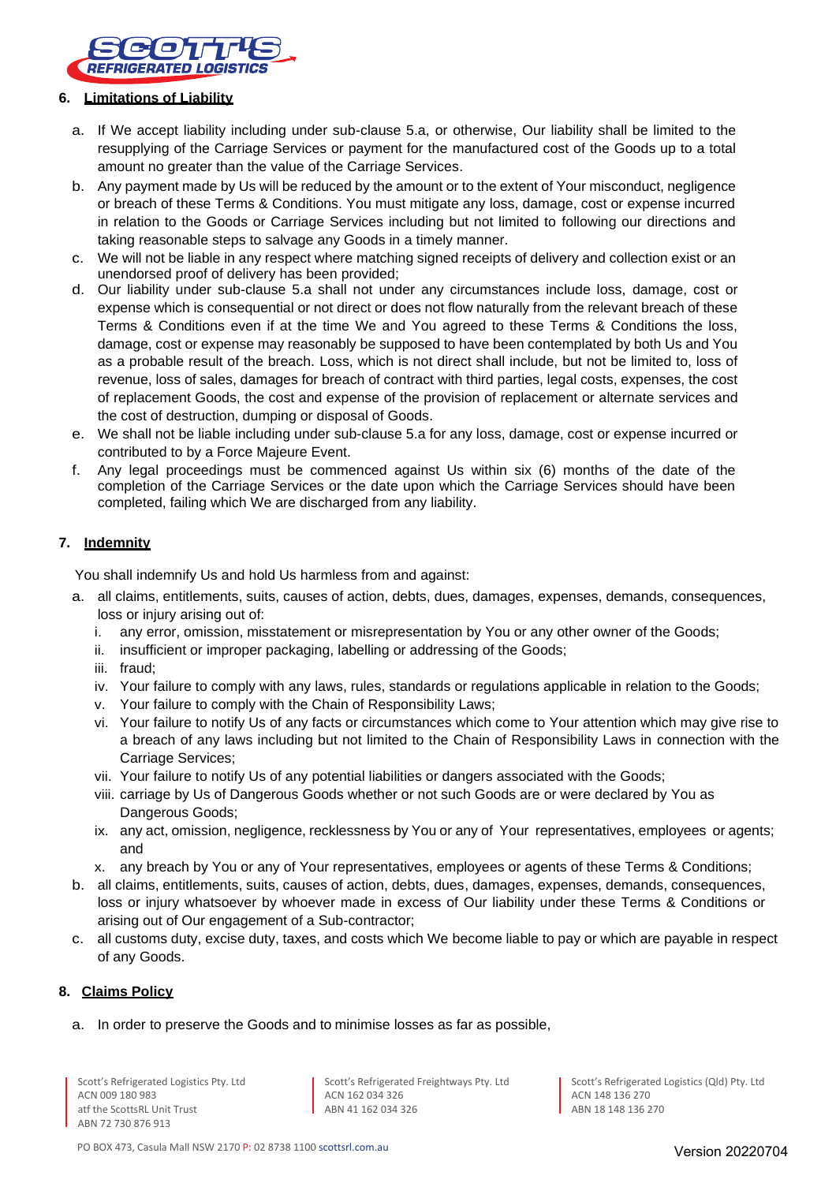## 6. Limitations of Liability

a. If We accept liability including under sub-clause 5.a, or otherwise, Our liability shall be limited to the resupplying of the Carriage Services or payment for the manufactured cost of the Goods up to a total amount no greater than the value of the Carriage Services.

b. Any payment made by Us will be reduced by the amount or to the extent of Your misconduct, negligence or breach of these Terms & Conditions. You must mitigate any loss, damage, cost or expense incurred in relation to the Goods or Carriage Services including but not limited to following our directions and taking reasonable steps to salvage any Goods in a timely manner.

c. We will not be liable in any respect where matching signed receipts of delivery and collection exist or an unendorsed proof of delivery has been provided;

d. Our liability under sub-clause 5.a shall not under any circumstances include loss, damage, cost or expense which is consequential or not direct or does not flow naturally from the relevant breach of these Terms & Conditions even if at the time We and You agreed to these Terms & Conditions the loss, damage, cost or expense may reasonably be supposed to have been contemplated by both Us and You as a probable result of the breach. Loss, which is not direct shall include, but not be limited to, loss of revenue, loss of sales, damages for breach of contract with third parties, legal costs, expenses, the cost of replacement Goods, the cost and expense of the provision of replacement or alternate services and the cost of destruction, dumping or disposal of Goods.

e. We shall not be liable including under sub-clause 5.a for any loss, damage, cost or expense incurred or contributed to by a Force Majeure Event.

f. Any legal proceedings must be commenced against Us within six (6) months of the date of the completion of the Carriage Services or the date upon which the Carriage Services should have been completed, failing which We are discharged from any liability.

## 7. Indemnity

You shall indemnify Us and hold Us harmless from and against:

a. all claims, entitlements, suits, causes of action, debts, dues, damages, expenses, demands, consequences, loss or injury arising out of:
   i. any error, omission, misstatement or misrepresentation by You or any other owner of the Goods;
   ii. insufficient or improper packaging, labelling or addressing of the Goods;
   iii. fraud;
   iv. Your failure to comply with any laws, rules, standards or regulations applicable in relation to the Goods;
   v. Your failure to comply with the Chain of Responsibility Laws;
   vi. Your failure to notify Us of any facts or circumstances which come to Your attention which may give rise to a breach of any laws including but not limited to the Chain of Responsibility Laws in connection with the Carriage Services;
   vii. Your failure to notify Us of any potential liabilities or dangers associated with the Goods;
   viii. carriage by Us of Dangerous Goods whether or not such Goods are or were declared by You as Dangerous Goods;
   ix. any act, omission, negligence, recklessness by You or any of Your representatives, employees or agents; and
   x. any breach by You or any of Your representatives, employees or agents of these Terms & Conditions;

b. all claims, entitlements, suits, causes of action, debts, dues, damages, expenses, demands, consequences, loss or injury whatsoever by whoever made in excess of Our liability under these Terms & Conditions or arising out of Our engagement of a Sub-contractor;

c. all customs duty, excise duty, taxes, and costs which We become liable to pay or which are payable in respect of any Goods.

## 8. Claims Policy

a. In order to preserve the Goods and to minimise losses as far as possible,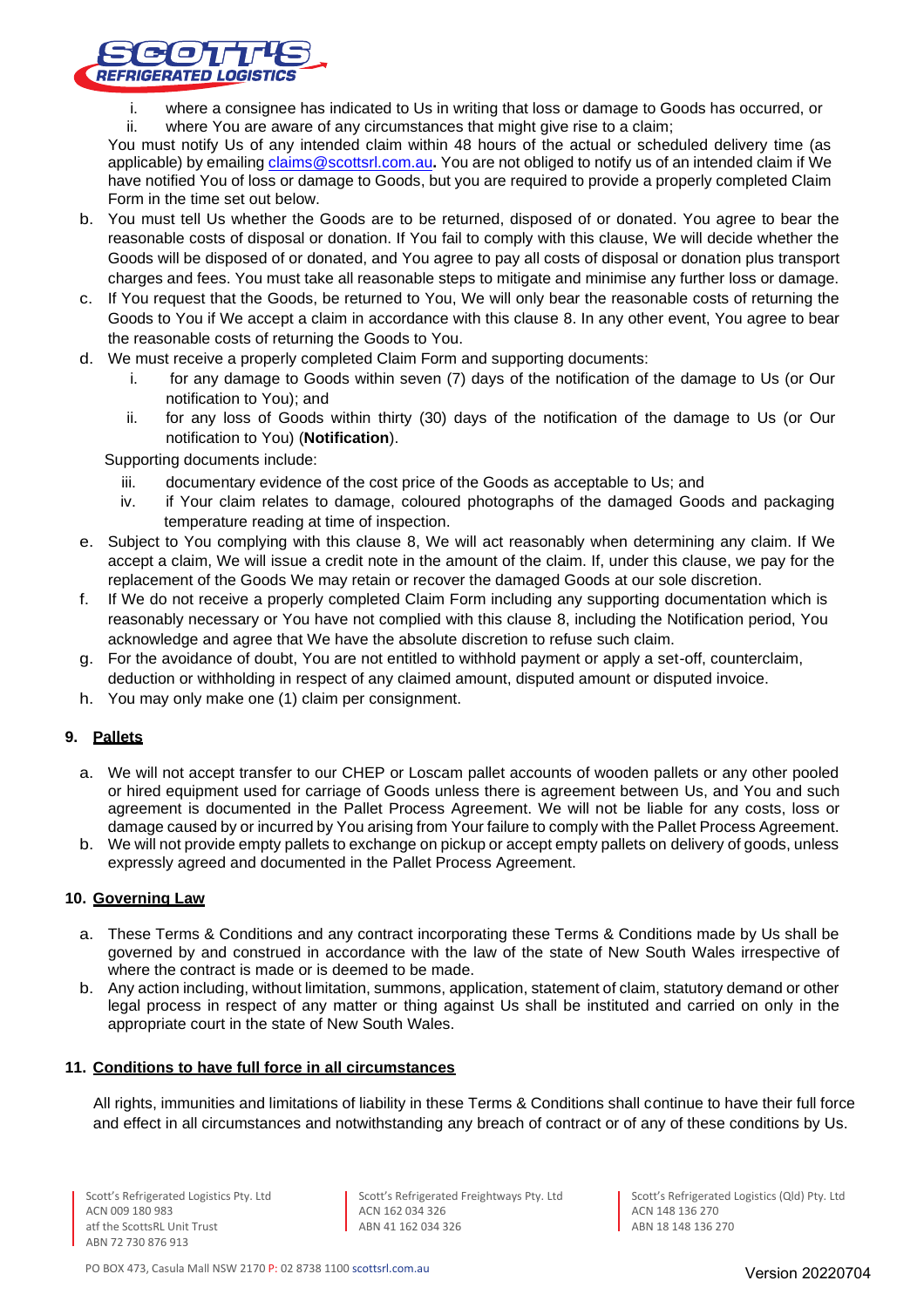i. where a consignee has indicated to Us in writing that loss or damage to Goods has occurred, or
ii. where You are aware of any circumstances that might give rise to a claim;

You must notify Us of any intended claim within 48 hours of the actual or scheduled delivery time (as applicable) by emailing claims@scottsrl.com.au**.** You are not obliged to notify us of an intended claim if We have notified You of loss or damage to Goods, but you are required to provide a properly completed Claim Form in the time set out below.

b. You must tell Us whether the Goods are to be returned, disposed of or donated. You agree to bear the reasonable costs of disposal or donation. If You fail to comply with this clause, We will decide whether the Goods will be disposed of or donated, and You agree to pay all costs of disposal or donation plus transport charges and fees. You must take all reasonable steps to mitigate and minimise any further loss or damage.

c. If You request that the Goods, be returned to You, We will only bear the reasonable costs of returning the Goods to You if We accept a claim in accordance with this clause 8. In any other event, You agree to bear the reasonable costs of returning the Goods to You.

d. We must receive a properly completed Claim Form and supporting documents:
   i. for any damage to Goods within seven (7) days of the notification of the damage to Us (or Our notification to You); and
   ii. for any loss of Goods within thirty (30) days of the notification of the damage to Us (or Our notification to You) (**Notification**).

   Supporting documents include:
   iii. documentary evidence of the cost price of the Goods as acceptable to Us; and
   iv. if Your claim relates to damage, coloured photographs of the damaged Goods and packaging temperature reading at time of inspection.

e. Subject to You complying with this clause 8, We will act reasonably when determining any claim. If We accept a claim, We will issue a credit note in the amount of the claim. If, under this clause, we pay for the replacement of the Goods We may retain or recover the damaged Goods at our sole discretion.

f. If We do not receive a properly completed Claim Form including any supporting documentation which is reasonably necessary or You have not complied with this clause 8, including the Notification period, You acknowledge and agree that We have the absolute discretion to refuse such claim.

g. For the avoidance of doubt, You are not entitled to withhold payment or apply a set-off, counterclaim, deduction or withholding in respect of any claimed amount, disputed amount or disputed invoice.

h. You may only make one (1) claim per consignment.

## 9. Pallets

a. We will not accept transfer to our CHEP or Loscam pallet accounts of wooden pallets or any other pooled or hired equipment used for carriage of Goods unless there is agreement between Us, and You and such agreement is documented in the Pallet Process Agreement. We will not be liable for any costs, loss or damage caused by or incurred by You arising from Your failure to comply with the Pallet Process Agreement.

b. We will not provide empty pallets to exchange on pickup or accept empty pallets on delivery of goods, unless expressly agreed and documented in the Pallet Process Agreement.

## 10. Governing Law

a. These Terms & Conditions and any contract incorporating these Terms & Conditions made by Us shall be governed by and construed in accordance with the law of the state of New South Wales irrespective of where the contract is made or is deemed to be made.

b. Any action including, without limitation, summons, application, statement of claim, statutory demand or other legal process in respect of any matter or thing against Us shall be instituted and carried on only in the appropriate court in the state of New South Wales.

## 11. Conditions to have full force in all circumstances

All rights, immunities and limitations of liability in these Terms & Conditions shall continue to have their full force and effect in all circumstances and notwithstanding any breach of contract or of any of these conditions by Us.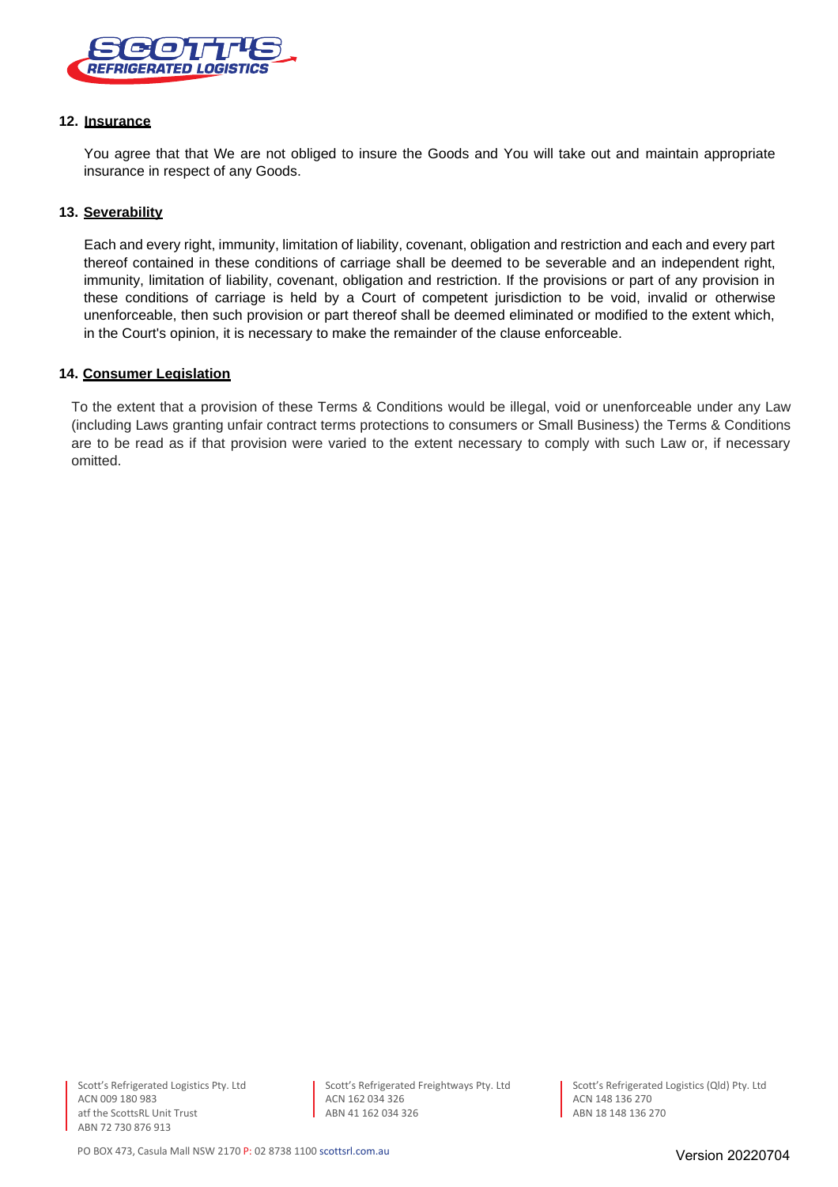## 12. Insurance

You agree that that We are not obliged to insure the Goods and You will take out and maintain appropriate insurance in respect of any Goods.

## 13. Severability

Each and every right, immunity, limitation of liability, covenant, obligation and restriction and each and every part thereof contained in these conditions of carriage shall be deemed to be severable and an independent right, immunity, limitation of liability, covenant, obligation and restriction. If the provisions or part of any provision in these conditions of carriage is held by a Court of competent jurisdiction to be void, invalid or otherwise unenforceable, then such provision or part thereof shall be deemed eliminated or modified to the extent which, in the Court's opinion, it is necessary to make the remainder of the clause enforceable.

## 14. Consumer Legislation

To the extent that a provision of these Terms & Conditions would be illegal, void or unenforceable under any Law (including Laws granting unfair contract terms protections to consumers or Small Business) the Terms & Conditions are to be read as if that provision were varied to the extent necessary to comply with such Law or, if necessary omitted.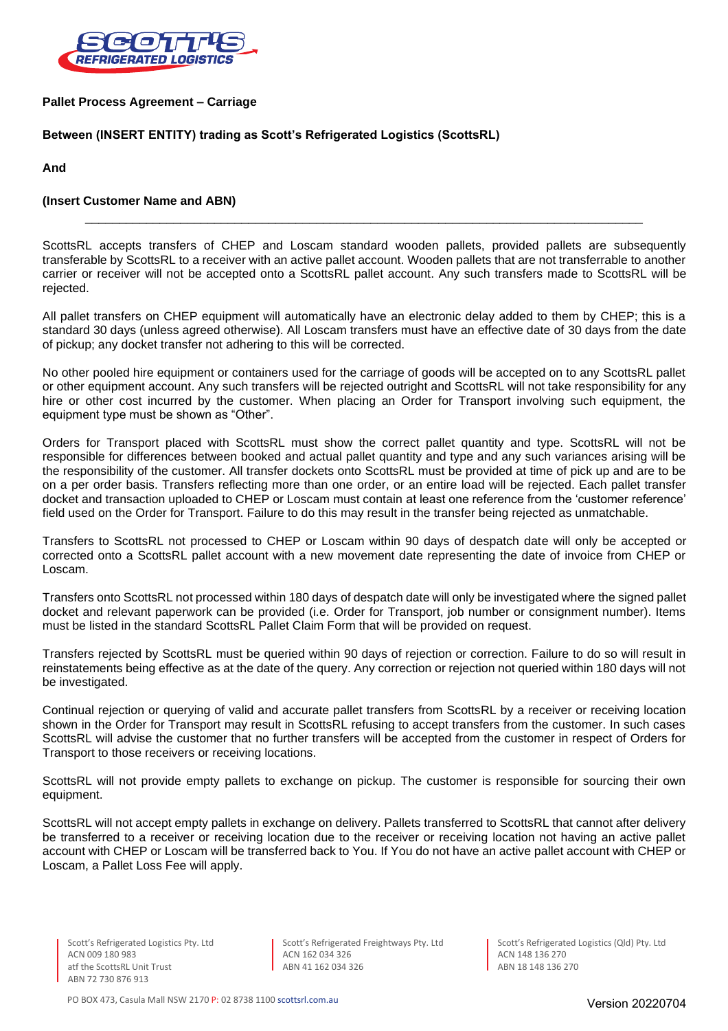**Pallet Process Agreement – Carriage**

**Between (INSERT ENTITY) trading as Scott's Refrigerated Logistics (ScottsRL)**

**And**

**(Insert Customer Name and ABN)**

---

ScottsRL accepts transfers of CHEP and Loscam standard wooden pallets, provided pallets are subsequently transferable by ScottsRL to a receiver with an active pallet account. Wooden pallets that are not transferrable to another carrier or receiver will not be accepted onto a ScottsRL pallet account. Any such transfers made to ScottsRL will be rejected.

All pallet transfers on CHEP equipment will automatically have an electronic delay added to them by CHEP; this is a standard 30 days (unless agreed otherwise). All Loscam transfers must have an effective date of 30 days from the date of pickup; any docket transfer not adhering to this will be corrected.

No other pooled hire equipment or containers used for the carriage of goods will be accepted on to any ScottsRL pallet or other equipment account. Any such transfers will be rejected outright and ScottsRL will not take responsibility for any hire or other cost incurred by the customer. When placing an Order for Transport involving such equipment, the equipment type must be shown as "Other".

Orders for Transport placed with ScottsRL must show the correct pallet quantity and type. ScottsRL will not be responsible for differences between booked and actual pallet quantity and type and any such variances arising will be the responsibility of the customer. All transfer dockets onto ScottsRL must be provided at time of pick up and are to be on a per order basis. Transfers reflecting more than one order, or an entire load will be rejected. Each pallet transfer docket and transaction uploaded to CHEP or Loscam must contain at least one reference from the 'customer reference' field used on the Order for Transport. Failure to do this may result in the transfer being rejected as unmatchable.

Transfers to ScottsRL not processed to CHEP or Loscam within 90 days of despatch date will only be accepted or corrected onto a ScottsRL pallet account with a new movement date representing the date of invoice from CHEP or Loscam.

Transfers onto ScottsRL not processed within 180 days of despatch date will only be investigated where the signed pallet docket and relevant paperwork can be provided (i.e. Order for Transport, job number or consignment number). Items must be listed in the standard ScottsRL Pallet Claim Form that will be provided on request.

Transfers rejected by ScottsRL must be queried within 90 days of rejection or correction. Failure to do so will result in reinstatements being effective as at the date of the query. Any correction or rejection not queried within 180 days will not be investigated.

Continual rejection or querying of valid and accurate pallet transfers from ScottsRL by a receiver or receiving location shown in the Order for Transport may result in ScottsRL refusing to accept transfers from the customer. In such cases ScottsRL will advise the customer that no further transfers will be accepted from the customer in respect of Orders for Transport to those receivers or receiving locations.

ScottsRL will not provide empty pallets to exchange on pickup. The customer is responsible for sourcing their own equipment.

ScottsRL will not accept empty pallets in exchange on delivery. Pallets transferred to ScottsRL that cannot after delivery be transferred to a receiver or receiving location due to the receiver or receiving location not having an active pallet account with CHEP or Loscam will be transferred back to You. If You do not have an active pallet account with CHEP or Loscam, a Pallet Loss Fee will apply.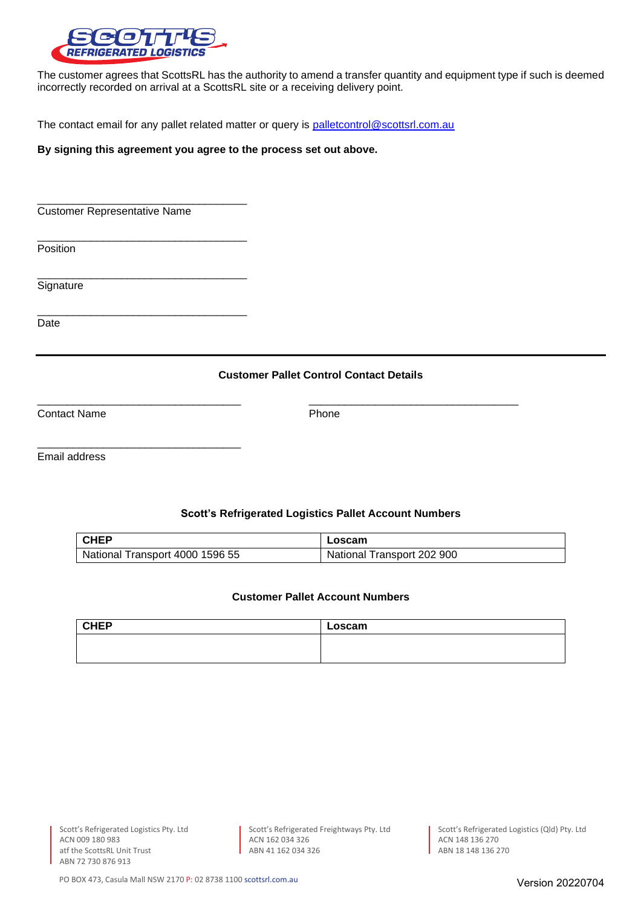The customer agrees that ScottsRL has the authority to amend a transfer quantity and equipment type if such is deemed incorrectly recorded on arrival at a ScottsRL site or a receiving delivery point.

The contact email for any pallet related matter or query is palletcontrol@scottsrl.com.au

**By signing this agreement you agree to the process set out above.**

___________________________________
Customer Representative Name

___________________________________
Position

___________________________________
Signature

___________________________________
Date

---

**Customer Pallet Control Contact Details**

___________________________________
Contact Name

___________________________________
Phone

___________________________________
Email address

**Scott's Refrigerated Logistics Pallet Account Numbers**

| CHEP | Loscam |
|---|---|
| National Transport 4000 1596 55 | National Transport 202 900 |

**Customer Pallet Account Numbers**

| CHEP | Loscam |
|---|---|
| | |

Scott's Refrigerated Logistics Pty. Ltd
ACN 009 180 983
atf the ScottsRL Unit Trust
ABN 72 730 876 913

Scott's Refrigerated Freightways Pty. Ltd
ACN 162 034 326
ABN 41 162 034 326

Scott's Refrigerated Logistics (Qld) Pty. Ltd
ACN 148 136 270
ABN 18 148 136 270

PO BOX 473, Casula Mall NSW 2170 P: 02 8738 1100 scottsrl.com.au

Version 20220704